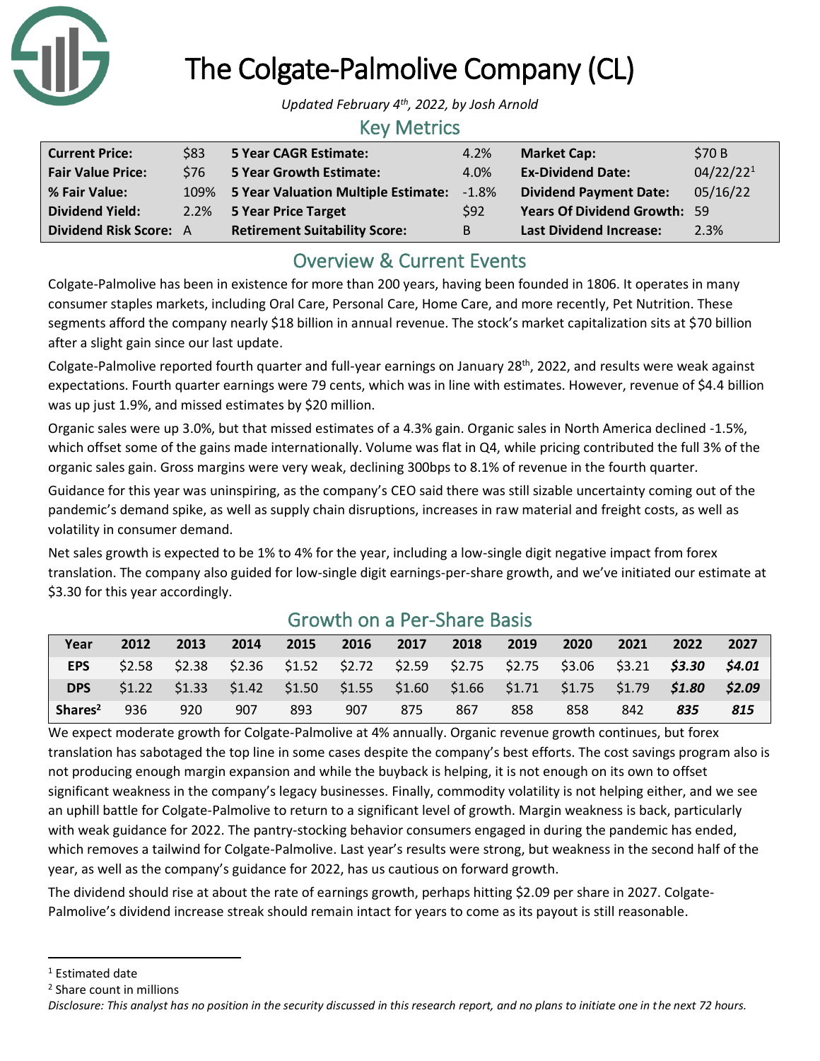# The Colgate-Palmolive Company (CL)

*Updated February 4th, 2022, by Josh Arnold*

## Key Metrics

| | | | | | |
|---|---|---|---|---|---|
| **Current Price:** | $83 | **5 Year CAGR Estimate:** | 4.2% | **Market Cap:** | $70 B |
| **Fair Value Price:** | $76 | **5 Year Growth Estimate:** | 4.0% | **Ex-Dividend Date:** | 04/22/22[1] |
| **% Fair Value:** | 109% | **5 Year Valuation Multiple Estimate:** | -1.8% | **Dividend Payment Date:** | 05/16/22 |
| **Dividend Yield:** | 2.2% | **5 Year Price Target** | $92 | **Years Of Dividend Growth:** | 59 |
| **Dividend Risk Score:** | A | **Retirement Suitability Score:** | B | **Last Dividend Increase:** | 2.3% |

## Overview & Current Events

Colgate-Palmolive has been in existence for more than 200 years, having been founded in 1806. It operates in many consumer staples markets, including Oral Care, Personal Care, Home Care, and more recently, Pet Nutrition. These segments afford the company nearly $18 billion in annual revenue. The stock's market capitalization sits at $70 billion after a slight gain since our last update.

Colgate-Palmolive reported fourth quarter and full-year earnings on January 28th, 2022, and results were weak against expectations. Fourth quarter earnings were 79 cents, which was in line with estimates. However, revenue of $4.4 billion was up just 1.9%, and missed estimates by $20 million.

Organic sales were up 3.0%, but that missed estimates of a 4.3% gain. Organic sales in North America declined -1.5%, which offset some of the gains made internationally. Volume was flat in Q4, while pricing contributed the full 3% of the organic sales gain. Gross margins were very weak, declining 300bps to 8.1% of revenue in the fourth quarter.

Guidance for this year was uninspiring, as the company's CEO said there was still sizable uncertainty coming out of the pandemic's demand spike, as well as supply chain disruptions, increases in raw material and freight costs, as well as volatility in consumer demand.

Net sales growth is expected to be 1% to 4% for the year, including a low-single digit negative impact from forex translation. The company also guided for low-single digit earnings-per-share growth, and we've initiated our estimate at $3.30 for this year accordingly.

## Growth on a Per-Share Basis

| Year | 2012 | 2013 | 2014 | 2015 | 2016 | 2017 | 2018 | 2019 | 2020 | 2021 | 2022 | 2027 |
|---|---|---|---|---|---|---|---|---|---|---|---|---|
| **EPS** | $2.58 | $2.38 | $2.36 | $1.52 | $2.72 | $2.59 | $2.75 | $2.75 | $3.06 | $3.21 | ***$3.30*** | ***$4.01*** |
| **DPS** | $1.22 | $1.33 | $1.42 | $1.50 | $1.55 | $1.60 | $1.66 | $1.71 | $1.75 | $1.79 | ***$1.80*** | ***$2.09*** |
| **Shares**[2] | 936 | 920 | 907 | 893 | 907 | 875 | 867 | 858 | 858 | 842 | ***835*** | ***815*** |

We expect moderate growth for Colgate-Palmolive at 4% annually. Organic revenue growth continues, but forex translation has sabotaged the top line in some cases despite the company's best efforts. The cost savings program also is not producing enough margin expansion and while the buyback is helping, it is not enough on its own to offset significant weakness in the company's legacy businesses. Finally, commodity volatility is not helping either, and we see an uphill battle for Colgate-Palmolive to return to a significant level of growth. Margin weakness is back, particularly with weak guidance for 2022. The pantry-stocking behavior consumers engaged in during the pandemic has ended, which removes a tailwind for Colgate-Palmolive. Last year's results were strong, but weakness in the second half of the year, as well as the company's guidance for 2022, has us cautious on forward growth.

The dividend should rise at about the rate of earnings growth, perhaps hitting $2.09 per share in 2027. Colgate-Palmolive's dividend increase streak should remain intact for years to come as its payout is still reasonable.

---

[1] Estimated date

[2] Share count in millions

*Disclosure: This analyst has no position in the security discussed in this research report, and no plans to initiate one in the next 72 hours.*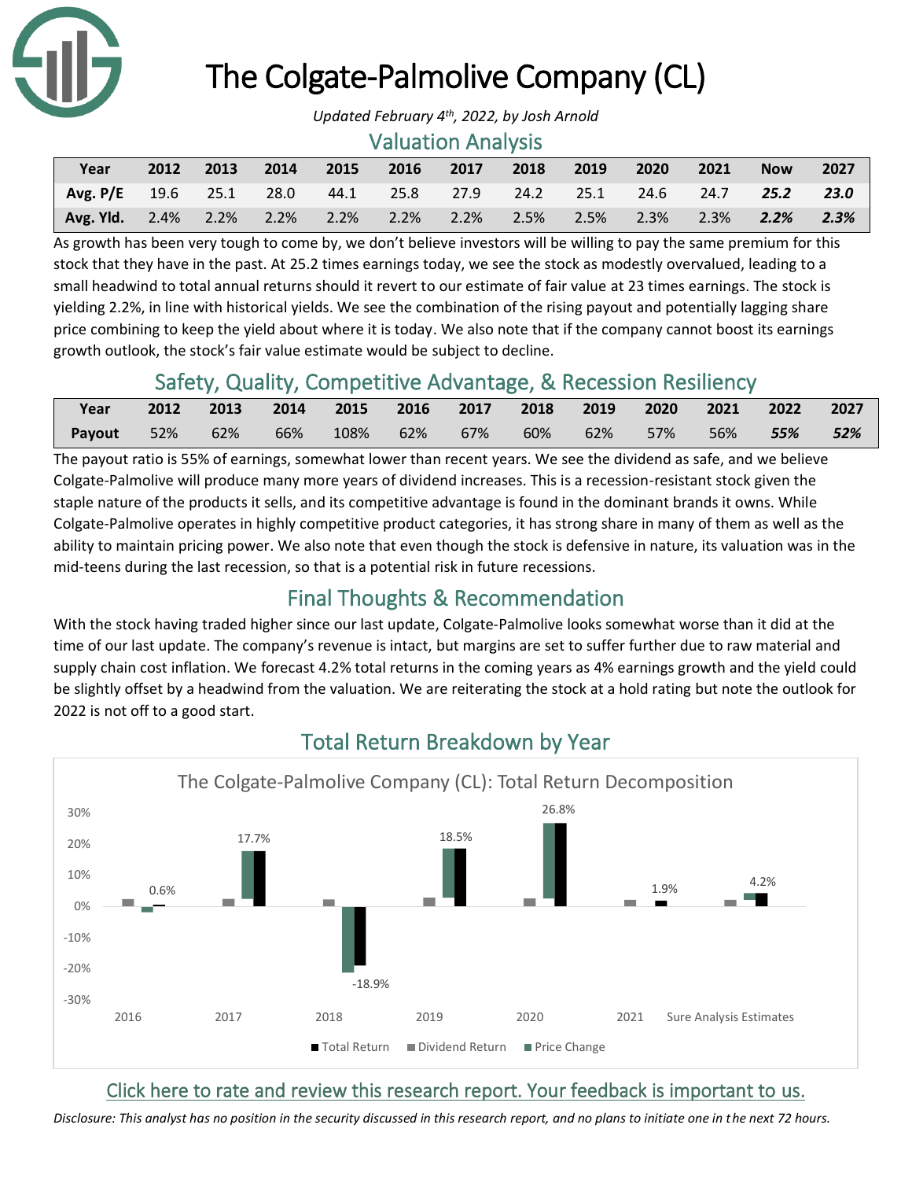# The Colgate-Palmolive Company (CL)

*Updated February 4th, 2022, by Josh Arnold*

## Valuation Analysis

| Year | 2012 | 2013 | 2014 | 2015 | 2016 | 2017 | 2018 | 2019 | 2020 | 2021 | Now | 2027 |
|---|---|---|---|---|---|---|---|---|---|---|---|---|
| **Avg. P/E** | 19.6 | 25.1 | 28.0 | 44.1 | 25.8 | 27.9 | 24.2 | 25.1 | 24.6 | 24.7 | ***25.2*** | ***23.0*** |
| **Avg. Yld.** | 2.4% | 2.2% | 2.2% | 2.2% | 2.2% | 2.2% | 2.5% | 2.5% | 2.3% | 2.3% | ***2.2%*** | ***2.3%*** |

As growth has been very tough to come by, we don't believe investors will be willing to pay the same premium for this stock that they have in the past. At 25.2 times earnings today, we see the stock as modestly overvalued, leading to a small headwind to total annual returns should it revert to our estimate of fair value at 23 times earnings. The stock is yielding 2.2%, in line with historical yields. We see the combination of the rising payout and potentially lagging share price combining to keep the yield about where it is today. We also note that if the company cannot boost its earnings growth outlook, the stock's fair value estimate would be subject to decline.

## Safety, Quality, Competitive Advantage, & Recession Resiliency

| Year | 2012 | 2013 | 2014 | 2015 | 2016 | 2017 | 2018 | 2019 | 2020 | 2021 | 2022 | 2027 |
|---|---|---|---|---|---|---|---|---|---|---|---|---|
| **Payout** | 52% | 62% | 66% | 108% | 62% | 67% | 60% | 62% | 57% | 56% | ***55%*** | ***52%*** |

The payout ratio is 55% of earnings, somewhat lower than recent years. We see the dividend as safe, and we believe Colgate-Palmolive will produce many more years of dividend increases. This is a recession-resistant stock given the staple nature of the products it sells, and its competitive advantage is found in the dominant brands it owns. While Colgate-Palmolive operates in highly competitive product categories, it has strong share in many of them as well as the ability to maintain pricing power. We also note that even though the stock is defensive in nature, its valuation was in the mid-teens during the last recession, so that is a potential risk in future recessions.

## Final Thoughts & Recommendation

With the stock having traded higher since our last update, Colgate-Palmolive looks somewhat worse than it did at the time of our last update. The company's revenue is intact, but margins are set to suffer further due to raw material and supply chain cost inflation. We forecast 4.2% total returns in the coming years as 4% earnings growth and the yield could be slightly offset by a headwind from the valuation. We are reiterating the stock at a hold rating but note the outlook for 2022 is not off to a good start.

## Total Return Breakdown by Year

The Colgate-Palmolive Company (CL): Total Return Decomposition

| Year | Total Return |
|---|---|
| 2016 | 0.6% |
| 2017 | 17.7% |
| 2018 | -18.9% |
| 2019 | 18.5% |
| 2020 | 26.8% |
| 2021 | 1.9% |
| Sure Analysis Estimates | 4.2% |

Total Return | Dividend Return | Price Change

Click here to rate and review this research report. Your feedback is important to us.

*Disclosure: This analyst has no position in the security discussed in this research report, and no plans to initiate one in the next 72 hours.*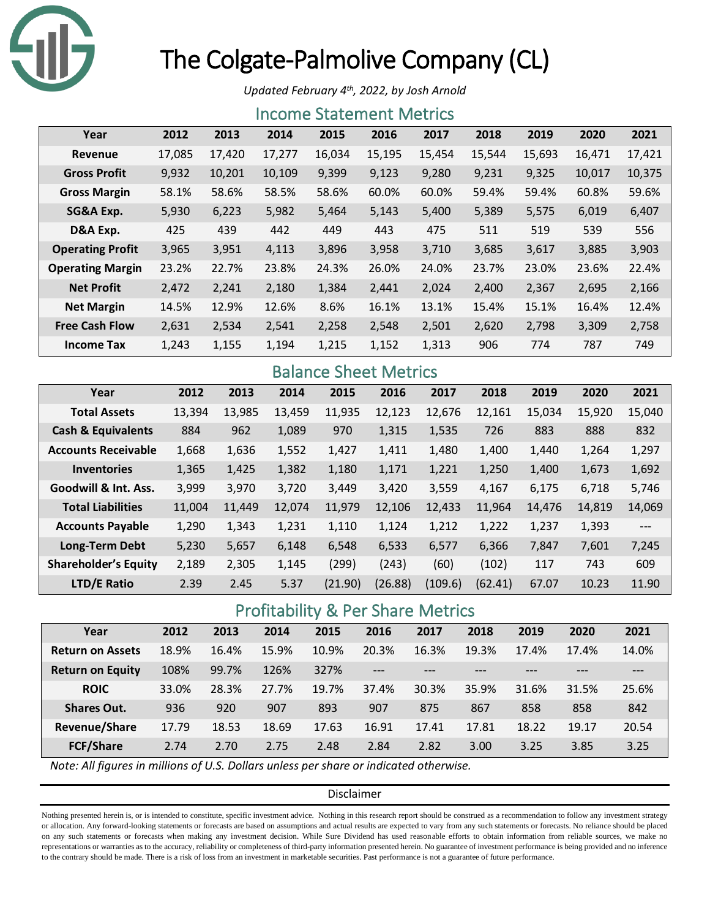# The Colgate-Palmolive Company (CL)

*Updated February 4th, 2022, by Josh Arnold*

## Income Statement Metrics

| Year | 2012 | 2013 | 2014 | 2015 | 2016 | 2017 | 2018 | 2019 | 2020 | 2021 |
|---|---|---|---|---|---|---|---|---|---|---|
| **Revenue** | 17,085 | 17,420 | 17,277 | 16,034 | 15,195 | 15,454 | 15,544 | 15,693 | 16,471 | 17,421 |
| **Gross Profit** | 9,932 | 10,201 | 10,109 | 9,399 | 9,123 | 9,280 | 9,231 | 9,325 | 10,017 | 10,375 |
| **Gross Margin** | 58.1% | 58.6% | 58.5% | 58.6% | 60.0% | 60.0% | 59.4% | 59.4% | 60.8% | 59.6% |
| **SG&A Exp.** | 5,930 | 6,223 | 5,982 | 5,464 | 5,143 | 5,400 | 5,389 | 5,575 | 6,019 | 6,407 |
| **D&A Exp.** | 425 | 439 | 442 | 449 | 443 | 475 | 511 | 519 | 539 | 556 |
| **Operating Profit** | 3,965 | 3,951 | 4,113 | 3,896 | 3,958 | 3,710 | 3,685 | 3,617 | 3,885 | 3,903 |
| **Operating Margin** | 23.2% | 22.7% | 23.8% | 24.3% | 26.0% | 24.0% | 23.7% | 23.0% | 23.6% | 22.4% |
| **Net Profit** | 2,472 | 2,241 | 2,180 | 1,384 | 2,441 | 2,024 | 2,400 | 2,367 | 2,695 | 2,166 |
| **Net Margin** | 14.5% | 12.9% | 12.6% | 8.6% | 16.1% | 13.1% | 15.4% | 15.1% | 16.4% | 12.4% |
| **Free Cash Flow** | 2,631 | 2,534 | 2,541 | 2,258 | 2,548 | 2,501 | 2,620 | 2,798 | 3,309 | 2,758 |
| **Income Tax** | 1,243 | 1,155 | 1,194 | 1,215 | 1,152 | 1,313 | 906 | 774 | 787 | 749 |

## Balance Sheet Metrics

| Year | 2012 | 2013 | 2014 | 2015 | 2016 | 2017 | 2018 | 2019 | 2020 | 2021 |
|---|---|---|---|---|---|---|---|---|---|---|
| **Total Assets** | 13,394 | 13,985 | 13,459 | 11,935 | 12,123 | 12,676 | 12,161 | 15,034 | 15,920 | 15,040 |
| **Cash & Equivalents** | 884 | 962 | 1,089 | 970 | 1,315 | 1,535 | 726 | 883 | 888 | 832 |
| **Accounts Receivable** | 1,668 | 1,636 | 1,552 | 1,427 | 1,411 | 1,480 | 1,400 | 1,440 | 1,264 | 1,297 |
| **Inventories** | 1,365 | 1,425 | 1,382 | 1,180 | 1,171 | 1,221 | 1,250 | 1,400 | 1,673 | 1,692 |
| **Goodwill & Int. Ass.** | 3,999 | 3,970 | 3,720 | 3,449 | 3,420 | 3,559 | 4,167 | 6,175 | 6,718 | 5,746 |
| **Total Liabilities** | 11,004 | 11,449 | 12,074 | 11,979 | 12,106 | 12,433 | 11,964 | 14,476 | 14,819 | 14,069 |
| **Accounts Payable** | 1,290 | 1,343 | 1,231 | 1,110 | 1,124 | 1,212 | 1,222 | 1,237 | 1,393 | --- |
| **Long-Term Debt** | 5,230 | 5,657 | 6,148 | 6,548 | 6,533 | 6,577 | 6,366 | 7,847 | 7,601 | 7,245 |
| **Shareholder's Equity** | 2,189 | 2,305 | 1,145 | (299) | (243) | (60) | (102) | 117 | 743 | 609 |
| **LTD/E Ratio** | 2.39 | 2.45 | 5.37 | (21.90) | (26.88) | (109.6) | (62.41) | 67.07 | 10.23 | 11.90 |

## Profitability & Per Share Metrics

| Year | 2012 | 2013 | 2014 | 2015 | 2016 | 2017 | 2018 | 2019 | 2020 | 2021 |
|---|---|---|---|---|---|---|---|---|---|---|
| **Return on Assets** | 18.9% | 16.4% | 15.9% | 10.9% | 20.3% | 16.3% | 19.3% | 17.4% | 17.4% | 14.0% |
| **Return on Equity** | 108% | 99.7% | 126% | 327% | --- | --- | --- | --- | --- | --- |
| **ROIC** | 33.0% | 28.3% | 27.7% | 19.7% | 37.4% | 30.3% | 35.9% | 31.6% | 31.5% | 25.6% |
| **Shares Out.** | 936 | 920 | 907 | 893 | 907 | 875 | 867 | 858 | 858 | 842 |
| **Revenue/Share** | 17.79 | 18.53 | 18.69 | 17.63 | 16.91 | 17.41 | 17.81 | 18.22 | 19.17 | 20.54 |
| **FCF/Share** | 2.74 | 2.70 | 2.75 | 2.48 | 2.84 | 2.82 | 3.00 | 3.25 | 3.85 | 3.25 |

*Note: All figures in millions of U.S. Dollars unless per share or indicated otherwise.*

---

Disclaimer

---

Nothing presented herein is, or is intended to constitute, specific investment advice. Nothing in this research report should be construed as a recommendation to follow any investment strategy or allocation. Any forward-looking statements or forecasts are based on assumptions and actual results are expected to vary from any such statements or forecasts. No reliance should be placed on any such statements or forecasts when making any investment decision. While Sure Dividend has used reasonable efforts to obtain information from reliable sources, we make no representations or warranties as to the accuracy, reliability or completeness of third-party information presented herein. No guarantee of investment performance is being provided and no inference to the contrary should be made. There is a risk of loss from an investment in marketable securities. Past performance is not a guarantee of future performance.